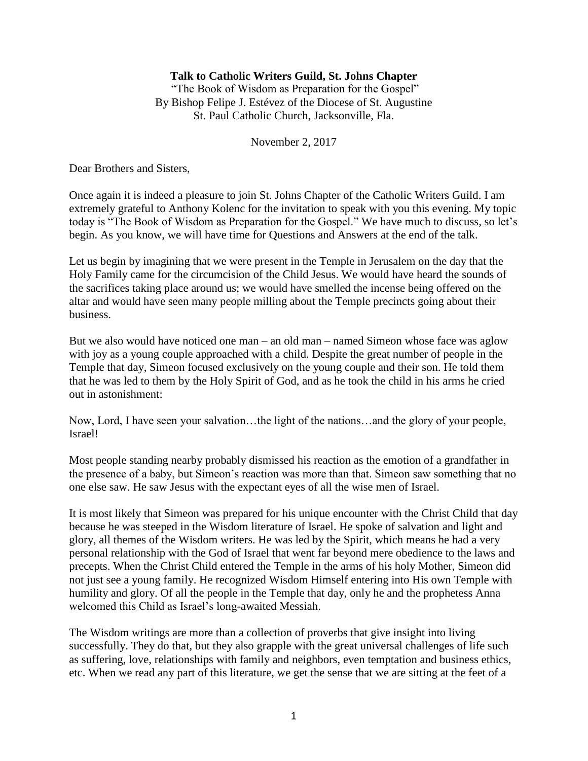**Talk to Catholic Writers Guild, St. Johns Chapter**

"The Book of Wisdom as Preparation for the Gospel"
By Bishop Felipe J. Estévez of the Diocese of St. Augustine
St. Paul Catholic Church, Jacksonville, Fla.

November 2, 2017

Dear Brothers and Sisters,

Once again it is indeed a pleasure to join St. Johns Chapter of the Catholic Writers Guild. I am extremely grateful to Anthony Kolenc for the invitation to speak with you this evening. My topic today is "The Book of Wisdom as Preparation for the Gospel." We have much to discuss, so let's begin. As you know, we will have time for Questions and Answers at the end of the talk.

Let us begin by imagining that we were present in the Temple in Jerusalem on the day that the Holy Family came for the circumcision of the Child Jesus. We would have heard the sounds of the sacrifices taking place around us; we would have smelled the incense being offered on the altar and would have seen many people milling about the Temple precincts going about their business.

But we also would have noticed one man – an old man – named Simeon whose face was aglow with joy as a young couple approached with a child. Despite the great number of people in the Temple that day, Simeon focused exclusively on the young couple and their son. He told them that he was led to them by the Holy Spirit of God, and as he took the child in his arms he cried out in astonishment:

Now, Lord, I have seen your salvation…the light of the nations…and the glory of your people, Israel!

Most people standing nearby probably dismissed his reaction as the emotion of a grandfather in the presence of a baby, but Simeon's reaction was more than that. Simeon saw something that no one else saw. He saw Jesus with the expectant eyes of all the wise men of Israel.

It is most likely that Simeon was prepared for his unique encounter with the Christ Child that day because he was steeped in the Wisdom literature of Israel. He spoke of salvation and light and glory, all themes of the Wisdom writers. He was led by the Spirit, which means he had a very personal relationship with the God of Israel that went far beyond mere obedience to the laws and precepts. When the Christ Child entered the Temple in the arms of his holy Mother, Simeon did not just see a young family. He recognized Wisdom Himself entering into His own Temple with humility and glory. Of all the people in the Temple that day, only he and the prophetess Anna welcomed this Child as Israel's long-awaited Messiah.

The Wisdom writings are more than a collection of proverbs that give insight into living successfully. They do that, but they also grapple with the great universal challenges of life such as suffering, love, relationships with family and neighbors, even temptation and business ethics, etc. When we read any part of this literature, we get the sense that we are sitting at the feet of a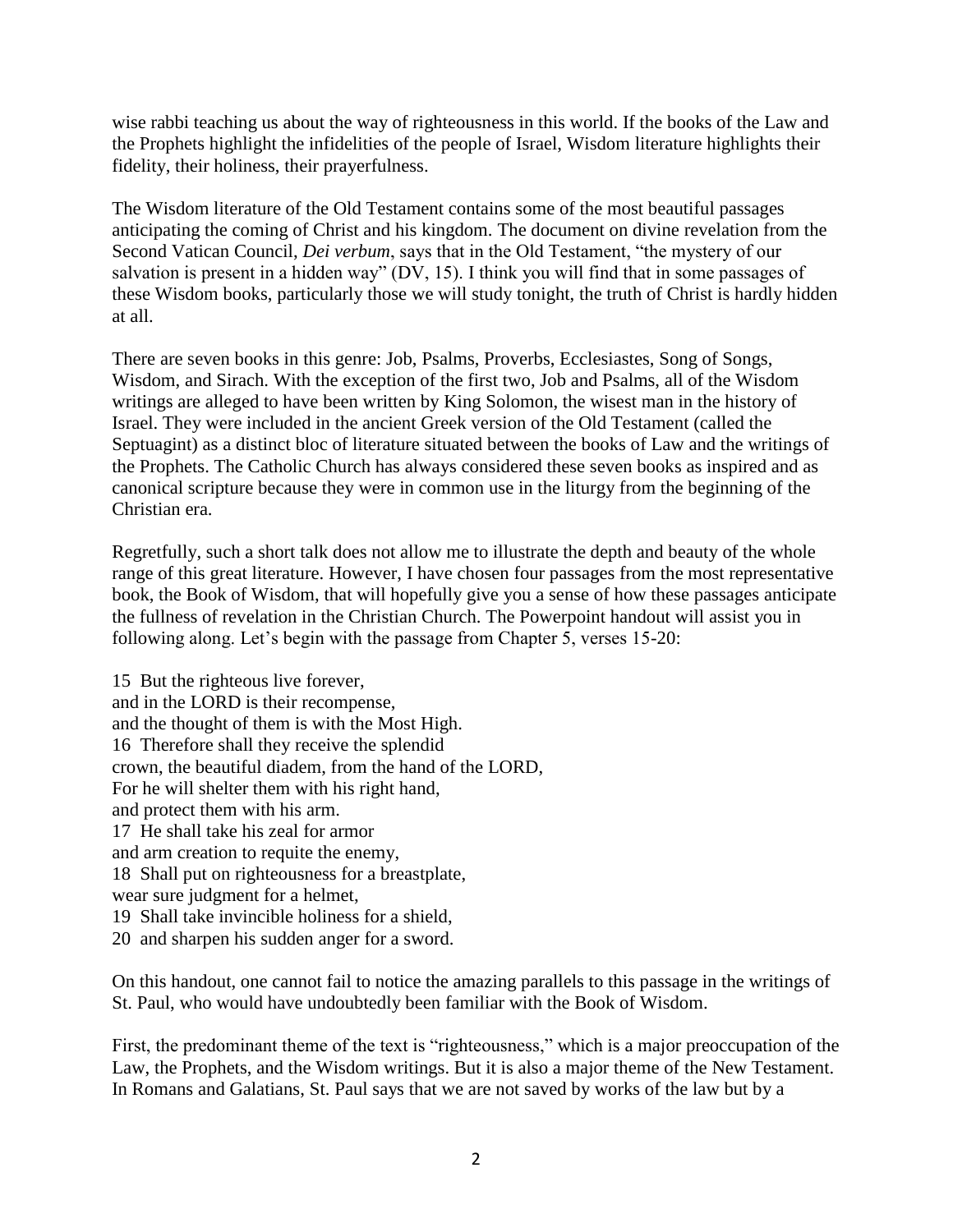wise rabbi teaching us about the way of righteousness in this world. If the books of the Law and the Prophets highlight the infidelities of the people of Israel, Wisdom literature highlights their fidelity, their holiness, their prayerfulness.

The Wisdom literature of the Old Testament contains some of the most beautiful passages anticipating the coming of Christ and his kingdom. The document on divine revelation from the Second Vatican Council, *Dei verbum*, says that in the Old Testament, "the mystery of our salvation is present in a hidden way" (DV, 15). I think you will find that in some passages of these Wisdom books, particularly those we will study tonight, the truth of Christ is hardly hidden at all.

There are seven books in this genre: Job, Psalms, Proverbs, Ecclesiastes, Song of Songs, Wisdom, and Sirach. With the exception of the first two, Job and Psalms, all of the Wisdom writings are alleged to have been written by King Solomon, the wisest man in the history of Israel. They were included in the ancient Greek version of the Old Testament (called the Septuagint) as a distinct bloc of literature situated between the books of Law and the writings of the Prophets. The Catholic Church has always considered these seven books as inspired and as canonical scripture because they were in common use in the liturgy from the beginning of the Christian era.

Regretfully, such a short talk does not allow me to illustrate the depth and beauty of the whole range of this great literature. However, I have chosen four passages from the most representative book, the Book of Wisdom, that will hopefully give you a sense of how these passages anticipate the fullness of revelation in the Christian Church. The Powerpoint handout will assist you in following along. Let's begin with the passage from Chapter 5, verses 15-20:

15 But the righteous live forever,  
and in the LORD is their recompense,  
and the thought of them is with the Most High.  
16 Therefore shall they receive the splendid  
crown, the beautiful diadem, from the hand of the LORD,  
For he will shelter them with his right hand,  
and protect them with his arm.  
17 He shall take his zeal for armor  
and arm creation to requite the enemy,  
18 Shall put on righteousness for a breastplate,  
wear sure judgment for a helmet,  
19 Shall take invincible holiness for a shield,  
20 and sharpen his sudden anger for a sword.

On this handout, one cannot fail to notice the amazing parallels to this passage in the writings of St. Paul, who would have undoubtedly been familiar with the Book of Wisdom.

First, the predominant theme of the text is "righteousness," which is a major preoccupation of the Law, the Prophets, and the Wisdom writings. But it is also a major theme of the New Testament. In Romans and Galatians, St. Paul says that we are not saved by works of the law but by a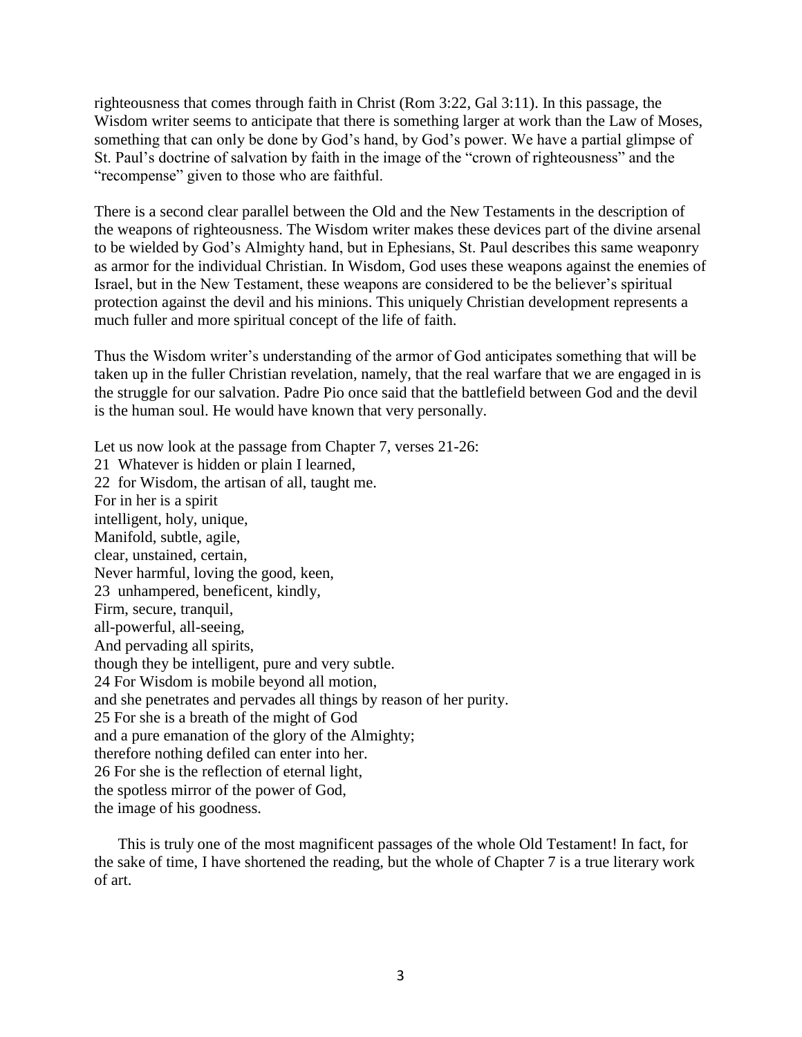righteousness that comes through faith in Christ (Rom 3:22, Gal 3:11). In this passage, the Wisdom writer seems to anticipate that there is something larger at work than the Law of Moses, something that can only be done by God's hand, by God's power. We have a partial glimpse of St. Paul's doctrine of salvation by faith in the image of the "crown of righteousness" and the "recompense" given to those who are faithful.

There is a second clear parallel between the Old and the New Testaments in the description of the weapons of righteousness. The Wisdom writer makes these devices part of the divine arsenal to be wielded by God's Almighty hand, but in Ephesians, St. Paul describes this same weaponry as armor for the individual Christian. In Wisdom, God uses these weapons against the enemies of Israel, but in the New Testament, these weapons are considered to be the believer's spiritual protection against the devil and his minions. This uniquely Christian development represents a much fuller and more spiritual concept of the life of faith.

Thus the Wisdom writer's understanding of the armor of God anticipates something that will be taken up in the fuller Christian revelation, namely, that the real warfare that we are engaged in is the struggle for our salvation. Padre Pio once said that the battlefield between God and the devil is the human soul. He would have known that very personally.

Let us now look at the passage from Chapter 7, verses 21-26:
21 Whatever is hidden or plain I learned,
22 for Wisdom, the artisan of all, taught me.
For in her is a spirit
intelligent, holy, unique,
Manifold, subtle, agile,
clear, unstained, certain,
Never harmful, loving the good, keen,
23 unhampered, beneficent, kindly,
Firm, secure, tranquil,
all-powerful, all-seeing,
And pervading all spirits,
though they be intelligent, pure and very subtle.
24 For Wisdom is mobile beyond all motion,
and she penetrates and pervades all things by reason of her purity.
25 For she is a breath of the might of God
and a pure emanation of the glory of the Almighty;
therefore nothing defiled can enter into her.
26 For she is the reflection of eternal light,
the spotless mirror of the power of God,
the image of his goodness.

This is truly one of the most magnificent passages of the whole Old Testament! In fact, for the sake of time, I have shortened the reading, but the whole of Chapter 7 is a true literary work of art.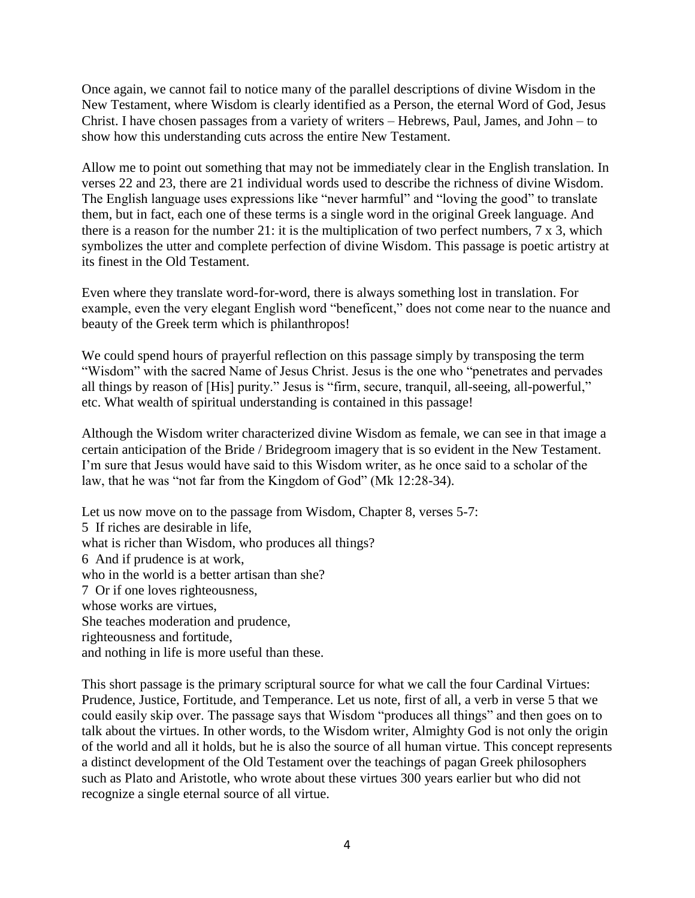Once again, we cannot fail to notice many of the parallel descriptions of divine Wisdom in the New Testament, where Wisdom is clearly identified as a Person, the eternal Word of God, Jesus Christ. I have chosen passages from a variety of writers – Hebrews, Paul, James, and John – to show how this understanding cuts across the entire New Testament.

Allow me to point out something that may not be immediately clear in the English translation. In verses 22 and 23, there are 21 individual words used to describe the richness of divine Wisdom. The English language uses expressions like "never harmful" and "loving the good" to translate them, but in fact, each one of these terms is a single word in the original Greek language. And there is a reason for the number 21: it is the multiplication of two perfect numbers, 7 x 3, which symbolizes the utter and complete perfection of divine Wisdom. This passage is poetic artistry at its finest in the Old Testament.

Even where they translate word-for-word, there is always something lost in translation. For example, even the very elegant English word "beneficent," does not come near to the nuance and beauty of the Greek term which is philanthropos!

We could spend hours of prayerful reflection on this passage simply by transposing the term "Wisdom" with the sacred Name of Jesus Christ. Jesus is the one who "penetrates and pervades all things by reason of [His] purity." Jesus is "firm, secure, tranquil, all-seeing, all-powerful," etc. What wealth of spiritual understanding is contained in this passage!

Although the Wisdom writer characterized divine Wisdom as female, we can see in that image a certain anticipation of the Bride / Bridegroom imagery that is so evident in the New Testament. I'm sure that Jesus would have said to this Wisdom writer, as he once said to a scholar of the law, that he was "not far from the Kingdom of God" (Mk 12:28-34).

Let us now move on to the passage from Wisdom, Chapter 8, verses 5-7:
5 If riches are desirable in life,
what is richer than Wisdom, who produces all things?
6 And if prudence is at work,
who in the world is a better artisan than she?
7 Or if one loves righteousness,
whose works are virtues,
She teaches moderation and prudence,
righteousness and fortitude,
and nothing in life is more useful than these.

This short passage is the primary scriptural source for what we call the four Cardinal Virtues: Prudence, Justice, Fortitude, and Temperance. Let us note, first of all, a verb in verse 5 that we could easily skip over. The passage says that Wisdom "produces all things" and then goes on to talk about the virtues. In other words, to the Wisdom writer, Almighty God is not only the origin of the world and all it holds, but he is also the source of all human virtue. This concept represents a distinct development of the Old Testament over the teachings of pagan Greek philosophers such as Plato and Aristotle, who wrote about these virtues 300 years earlier but who did not recognize a single eternal source of all virtue.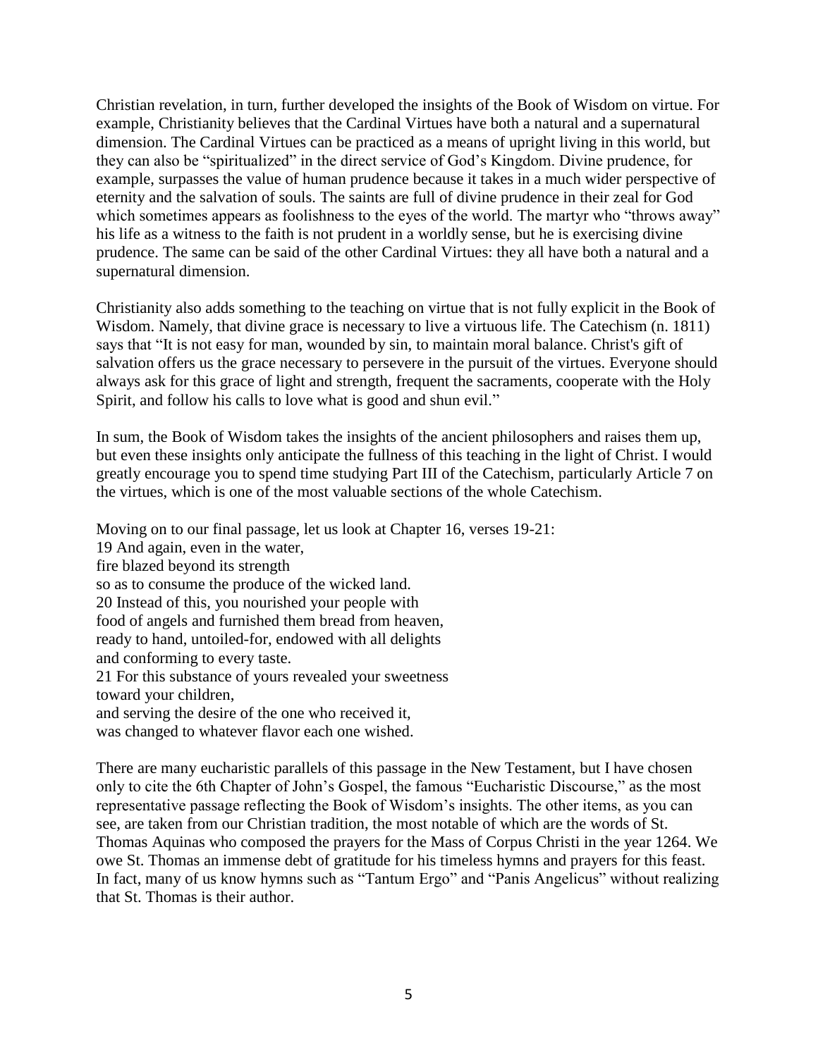Christian revelation, in turn, further developed the insights of the Book of Wisdom on virtue. For example, Christianity believes that the Cardinal Virtues have both a natural and a supernatural dimension. The Cardinal Virtues can be practiced as a means of upright living in this world, but they can also be "spiritualized" in the direct service of God's Kingdom. Divine prudence, for example, surpasses the value of human prudence because it takes in a much wider perspective of eternity and the salvation of souls. The saints are full of divine prudence in their zeal for God which sometimes appears as foolishness to the eyes of the world. The martyr who "throws away" his life as a witness to the faith is not prudent in a worldly sense, but he is exercising divine prudence. The same can be said of the other Cardinal Virtues: they all have both a natural and a supernatural dimension.

Christianity also adds something to the teaching on virtue that is not fully explicit in the Book of Wisdom. Namely, that divine grace is necessary to live a virtuous life. The Catechism (n. 1811) says that "It is not easy for man, wounded by sin, to maintain moral balance. Christ's gift of salvation offers us the grace necessary to persevere in the pursuit of the virtues. Everyone should always ask for this grace of light and strength, frequent the sacraments, cooperate with the Holy Spirit, and follow his calls to love what is good and shun evil."

In sum, the Book of Wisdom takes the insights of the ancient philosophers and raises them up, but even these insights only anticipate the fullness of this teaching in the light of Christ. I would greatly encourage you to spend time studying Part III of the Catechism, particularly Article 7 on the virtues, which is one of the most valuable sections of the whole Catechism.

Moving on to our final passage, let us look at Chapter 16, verses 19-21:
19 And again, even in the water,
fire blazed beyond its strength
so as to consume the produce of the wicked land.
20 Instead of this, you nourished your people with
food of angels and furnished them bread from heaven,
ready to hand, untoiled-for, endowed with all delights
and conforming to every taste.
21 For this substance of yours revealed your sweetness
toward your children,
and serving the desire of the one who received it,
was changed to whatever flavor each one wished.

There are many eucharistic parallels of this passage in the New Testament, but I have chosen only to cite the 6th Chapter of John's Gospel, the famous "Eucharistic Discourse," as the most representative passage reflecting the Book of Wisdom's insights. The other items, as you can see, are taken from our Christian tradition, the most notable of which are the words of St. Thomas Aquinas who composed the prayers for the Mass of Corpus Christi in the year 1264. We owe St. Thomas an immense debt of gratitude for his timeless hymns and prayers for this feast. In fact, many of us know hymns such as "Tantum Ergo" and "Panis Angelicus" without realizing that St. Thomas is their author.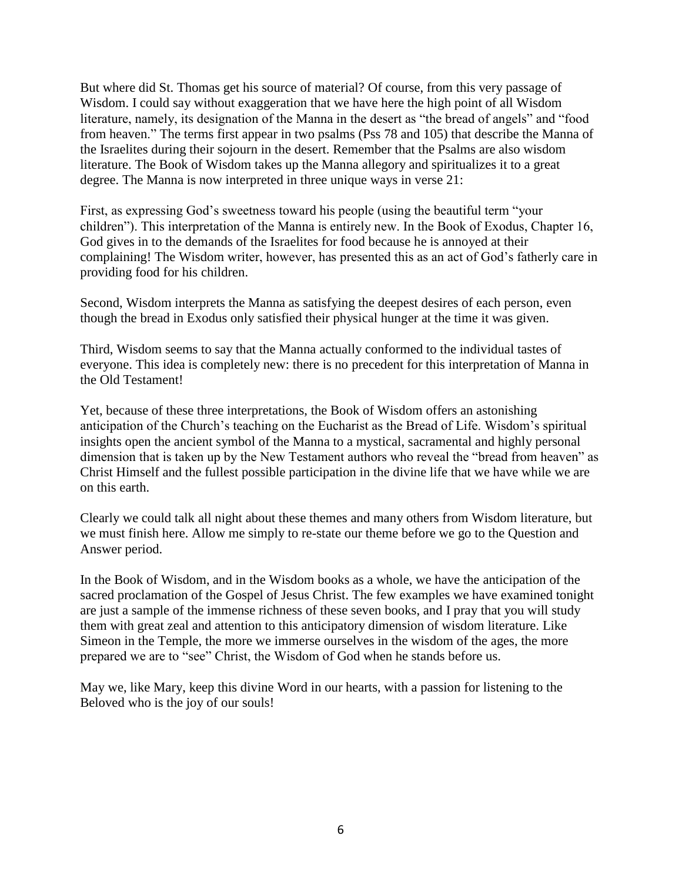But where did St. Thomas get his source of material? Of course, from this very passage of Wisdom. I could say without exaggeration that we have here the high point of all Wisdom literature, namely, its designation of the Manna in the desert as "the bread of angels" and "food from heaven." The terms first appear in two psalms (Pss 78 and 105) that describe the Manna of the Israelites during their sojourn in the desert. Remember that the Psalms are also wisdom literature. The Book of Wisdom takes up the Manna allegory and spiritualizes it to a great degree. The Manna is now interpreted in three unique ways in verse 21:

First, as expressing God's sweetness toward his people (using the beautiful term "your children"). This interpretation of the Manna is entirely new. In the Book of Exodus, Chapter 16, God gives in to the demands of the Israelites for food because he is annoyed at their complaining! The Wisdom writer, however, has presented this as an act of God's fatherly care in providing food for his children.

Second, Wisdom interprets the Manna as satisfying the deepest desires of each person, even though the bread in Exodus only satisfied their physical hunger at the time it was given.

Third, Wisdom seems to say that the Manna actually conformed to the individual tastes of everyone. This idea is completely new: there is no precedent for this interpretation of Manna in the Old Testament!

Yet, because of these three interpretations, the Book of Wisdom offers an astonishing anticipation of the Church's teaching on the Eucharist as the Bread of Life. Wisdom's spiritual insights open the ancient symbol of the Manna to a mystical, sacramental and highly personal dimension that is taken up by the New Testament authors who reveal the "bread from heaven" as Christ Himself and the fullest possible participation in the divine life that we have while we are on this earth.

Clearly we could talk all night about these themes and many others from Wisdom literature, but we must finish here. Allow me simply to re-state our theme before we go to the Question and Answer period.

In the Book of Wisdom, and in the Wisdom books as a whole, we have the anticipation of the sacred proclamation of the Gospel of Jesus Christ. The few examples we have examined tonight are just a sample of the immense richness of these seven books, and I pray that you will study them with great zeal and attention to this anticipatory dimension of wisdom literature. Like Simeon in the Temple, the more we immerse ourselves in the wisdom of the ages, the more prepared we are to "see" Christ, the Wisdom of God when he stands before us.

May we, like Mary, keep this divine Word in our hearts, with a passion for listening to the Beloved who is the joy of our souls!